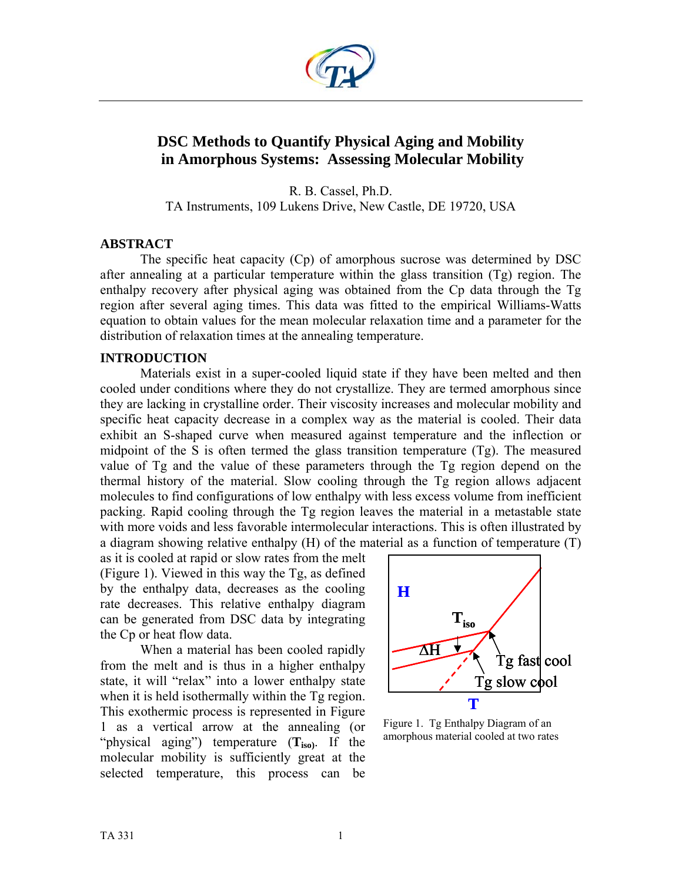# DSC Methods to Quantify Physical Aging and Mobility in Amorphous Systems: Assessing Molecular Mobility

R. B. Cassel, Ph.D.
TA Instruments, 109 Lukens Drive, New Castle, DE 19720, USA

## ABSTRACT

The specific heat capacity (Cp) of amorphous sucrose was determined by DSC after annealing at a particular temperature within the glass transition (Tg) region. The enthalpy recovery after physical aging was obtained from the Cp data through the Tg region after several aging times. This data was fitted to the empirical Williams-Watts equation to obtain values for the mean molecular relaxation time and a parameter for the distribution of relaxation times at the annealing temperature.

## INTRODUCTION

Materials exist in a super-cooled liquid state if they have been melted and then cooled under conditions where they do not crystallize. They are termed amorphous since they are lacking in crystalline order. Their viscosity increases and molecular mobility and specific heat capacity decrease in a complex way as the material is cooled. Their data exhibit an S-shaped curve when measured against temperature and the inflection or midpoint of the S is often termed the glass transition temperature (Tg). The measured value of Tg and the value of these parameters through the Tg region depend on the thermal history of the material. Slow cooling through the Tg region allows adjacent molecules to find configurations of low enthalpy with less excess volume from inefficient packing. Rapid cooling through the Tg region leaves the material in a metastable state with more voids and less favorable intermolecular interactions. This is often illustrated by a diagram showing relative enthalpy (H) of the material as a function of temperature (T) as it is cooled at rapid or slow rates from the melt (Figure 1). Viewed in this way the Tg, as defined by the enthalpy data, decreases as the cooling rate decreases. This relative enthalpy diagram can be generated from DSC data by integrating the Cp or heat flow data.

Figure 1. Tg Enthalpy Diagram of an amorphous material cooled at two rates

When a material has been cooled rapidly from the melt and is thus in a higher enthalpy state, it will "relax" into a lower enthalpy state when it is held isothermally within the Tg region. This exothermic process is represented in Figure 1 as a vertical arrow at the annealing (or "physical aging") temperature (**$T_{iso}$**). If the molecular mobility is sufficiently great at the selected temperature, this process can be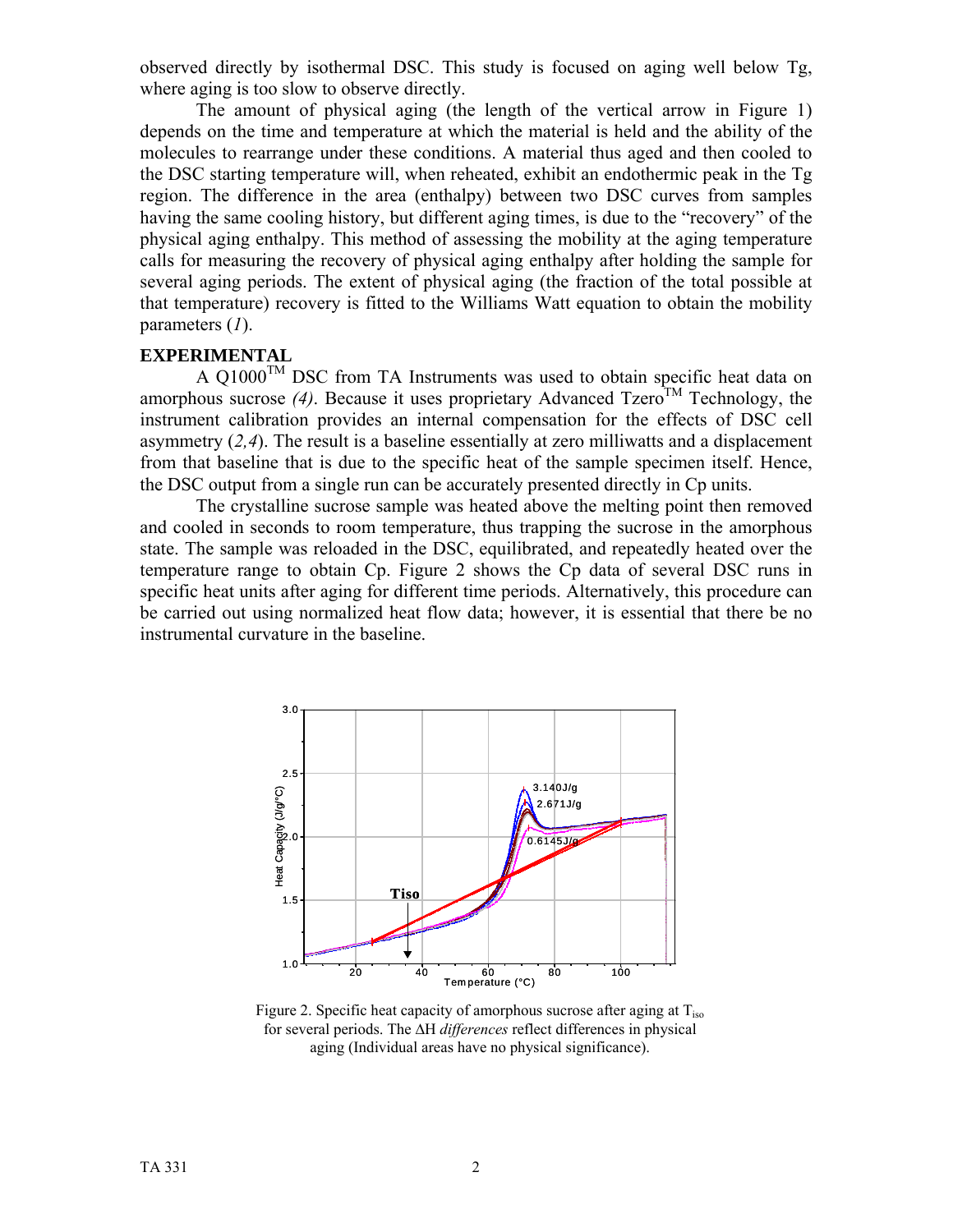observed directly by isothermal DSC. This study is focused on aging well below Tg, where aging is too slow to observe directly.

The amount of physical aging (the length of the vertical arrow in Figure 1) depends on the time and temperature at which the material is held and the ability of the molecules to rearrange under these conditions. A material thus aged and then cooled to the DSC starting temperature will, when reheated, exhibit an endothermic peak in the Tg region. The difference in the area (enthalpy) between two DSC curves from samples having the same cooling history, but different aging times, is due to the "recovery" of the physical aging enthalpy. This method of assessing the mobility at the aging temperature calls for measuring the recovery of physical aging enthalpy after holding the sample for several aging periods. The extent of physical aging (the fraction of the total possible at that temperature) recovery is fitted to the Williams Watt equation to obtain the mobility parameters (*1*).

## EXPERIMENTAL

A Q1000™ DSC from TA Instruments was used to obtain specific heat data on amorphous sucrose *(4)*. Because it uses proprietary Advanced Tzero™ Technology, the instrument calibration provides an internal compensation for the effects of DSC cell asymmetry (*2,4*). The result is a baseline essentially at zero milliwatts and a displacement from that baseline that is due to the specific heat of the sample specimen itself. Hence, the DSC output from a single run can be accurately presented directly in Cp units.

The crystalline sucrose sample was heated above the melting point then removed and cooled in seconds to room temperature, thus trapping the sucrose in the amorphous state. The sample was reloaded in the DSC, equilibrated, and repeatedly heated over the temperature range to obtain Cp. Figure 2 shows the Cp data of several DSC runs in specific heat units after aging for different time periods. Alternatively, this procedure can be carried out using normalized heat flow data; however, it is essential that there be no instrumental curvature in the baseline.

Figure 2. Specific heat capacity of amorphous sucrose after aging at $T_{iso}$ for several periods. The ΔH *differences* reflect differences in physical aging (Individual areas have no physical significance).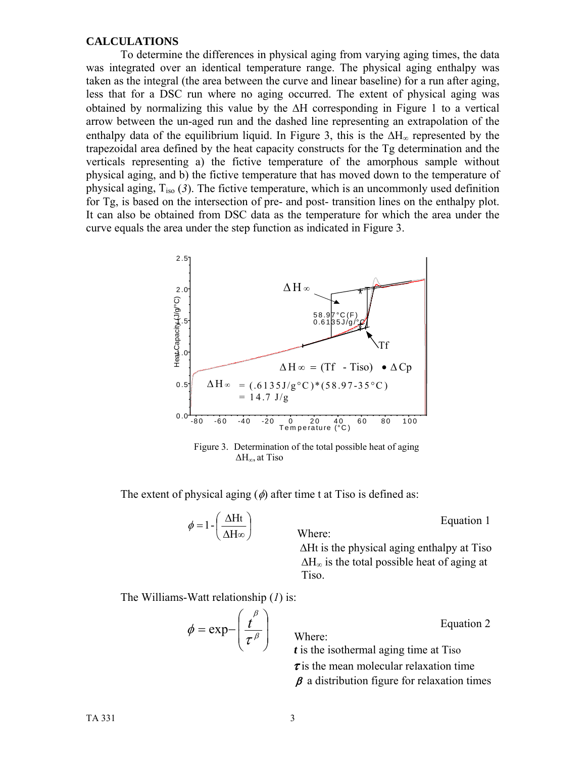## CALCULATIONS

To determine the differences in physical aging from varying aging times, the data was integrated over an identical temperature range. The physical aging enthalpy was taken as the integral (the area between the curve and linear baseline) for a run after aging, less that for a DSC run where no aging occurred. The extent of physical aging was obtained by normalizing this value by the ΔH corresponding in Figure 1 to a vertical arrow between the un-aged run and the dashed line representing an extrapolation of the enthalpy data of the equilibrium liquid. In Figure 3, this is the $\Delta H_{\infty}$ represented by the trapezoidal area defined by the heat capacity constructs for the Tg determination and the verticals representing a) the fictive temperature of the amorphous sample without physical aging, and b) the fictive temperature that has moved down to the temperature of physical aging, $T_{iso}$ (*3*). The fictive temperature, which is an uncommonly used definition for Tg, is based on the intersection of pre- and post- transition lines on the enthalpy plot. It can also be obtained from DSC data as the temperature for which the area under the curve equals the area under the step function as indicated in Figure 3.

Figure 3. Determination of the total possible heat of aging $\Delta H_{\infty}$, at Tiso

The extent of physical aging ($\phi$) after time t at Tiso is defined as:

$$\phi = 1 - \left( \frac{\Delta Ht}{\Delta H\infty} \right) \qquad \text{Equation 1}$$

Where:
ΔHt is the physical aging enthalpy at Tiso
$\Delta H_{\infty}$ is the total possible heat of aging at Tiso.

The Williams-Watt relationship (*1*) is:

$$\phi = \exp - \left( \frac{t^{\beta}}{\tau^{\beta}} \right) \qquad \text{Equation 2}$$

Where:
***t*** is the isothermal aging time at Tiso
$\tau$ is the mean molecular relaxation time
$\beta$ a distribution figure for relaxation times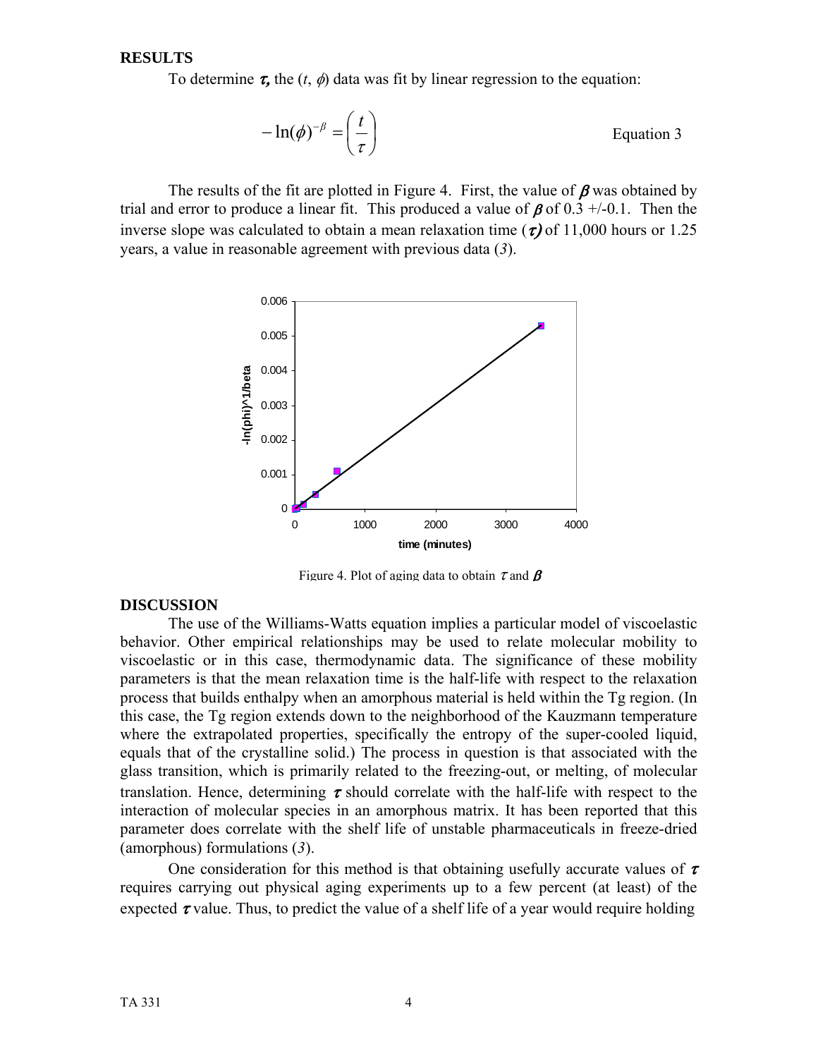## RESULTS

To determine $\tau$, the ($t$, $\phi$) data was fit by linear regression to the equation:

$$-\ln(\phi)^{-\beta} = \left(\frac{t}{\tau}\right) \qquad \text{Equation 3}$$

The results of the fit are plotted in Figure 4. First, the value of $\beta$ was obtained by trial and error to produce a linear fit. This produced a value of $\beta$ of 0.3 +/-0.1. Then the inverse slope was calculated to obtain a mean relaxation time ($\tau$) of 11,000 hours or 1.25 years, a value in reasonable agreement with previous data (*3*).

Figure 4. Plot of aging data to obtain $\tau$ and $\beta$

## DISCUSSION

The use of the Williams-Watts equation implies a particular model of viscoelastic behavior. Other empirical relationships may be used to relate molecular mobility to viscoelastic or in this case, thermodynamic data. The significance of these mobility parameters is that the mean relaxation time is the half-life with respect to the relaxation process that builds enthalpy when an amorphous material is held within the Tg region. (In this case, the Tg region extends down to the neighborhood of the Kauzmann temperature where the extrapolated properties, specifically the entropy of the super-cooled liquid, equals that of the crystalline solid.) The process in question is that associated with the glass transition, which is primarily related to the freezing-out, or melting, of molecular translation. Hence, determining $\tau$ should correlate with the half-life with respect to the interaction of molecular species in an amorphous matrix. It has been reported that this parameter does correlate with the shelf life of unstable pharmaceuticals in freeze-dried (amorphous) formulations (*3*).

One consideration for this method is that obtaining usefully accurate values of $\tau$ requires carrying out physical aging experiments up to a few percent (at least) of the expected $\tau$ value. Thus, to predict the value of a shelf life of a year would require holding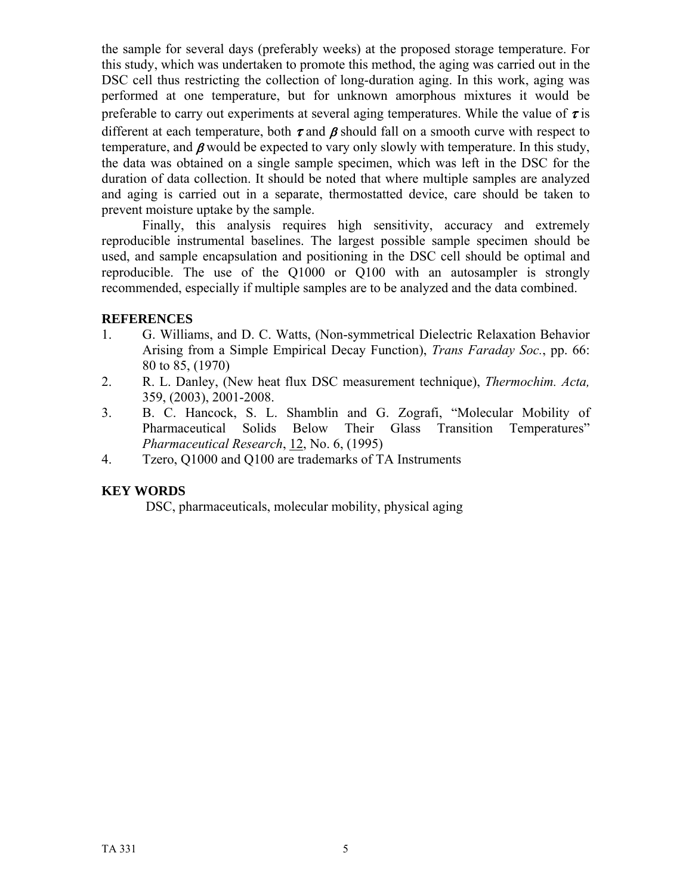the sample for several days (preferably weeks) at the proposed storage temperature. For this study, which was undertaken to promote this method, the aging was carried out in the DSC cell thus restricting the collection of long-duration aging. In this work, aging was performed at one temperature, but for unknown amorphous mixtures it would be preferable to carry out experiments at several aging temperatures. While the value of $\tau$ is different at each temperature, both $\tau$ and $\beta$ should fall on a smooth curve with respect to temperature, and $\beta$ would be expected to vary only slowly with temperature. In this study, the data was obtained on a single sample specimen, which was left in the DSC for the duration of data collection. It should be noted that where multiple samples are analyzed and aging is carried out in a separate, thermostatted device, care should be taken to prevent moisture uptake by the sample.

Finally, this analysis requires high sensitivity, accuracy and extremely reproducible instrumental baselines. The largest possible sample specimen should be used, and sample encapsulation and positioning in the DSC cell should be optimal and reproducible. The use of the Q1000 or Q100 with an autosampler is strongly recommended, especially if multiple samples are to be analyzed and the data combined.

## REFERENCES

1. G. Williams, and D. C. Watts, (Non-symmetrical Dielectric Relaxation Behavior Arising from a Simple Empirical Decay Function), *Trans Faraday Soc.*, pp. 66: 80 to 85, (1970)
2. R. L. Danley, (New heat flux DSC measurement technique), *Thermochim. Acta,* 359, (2003), 2001-2008.
3. B. C. Hancock, S. L. Shamblin and G. Zografi, "Molecular Mobility of Pharmaceutical Solids Below Their Glass Transition Temperatures" *Pharmaceutical Research*, 12, No. 6, (1995)
4. Tzero, Q1000 and Q100 are trademarks of TA Instruments

## KEY WORDS

DSC, pharmaceuticals, molecular mobility, physical aging